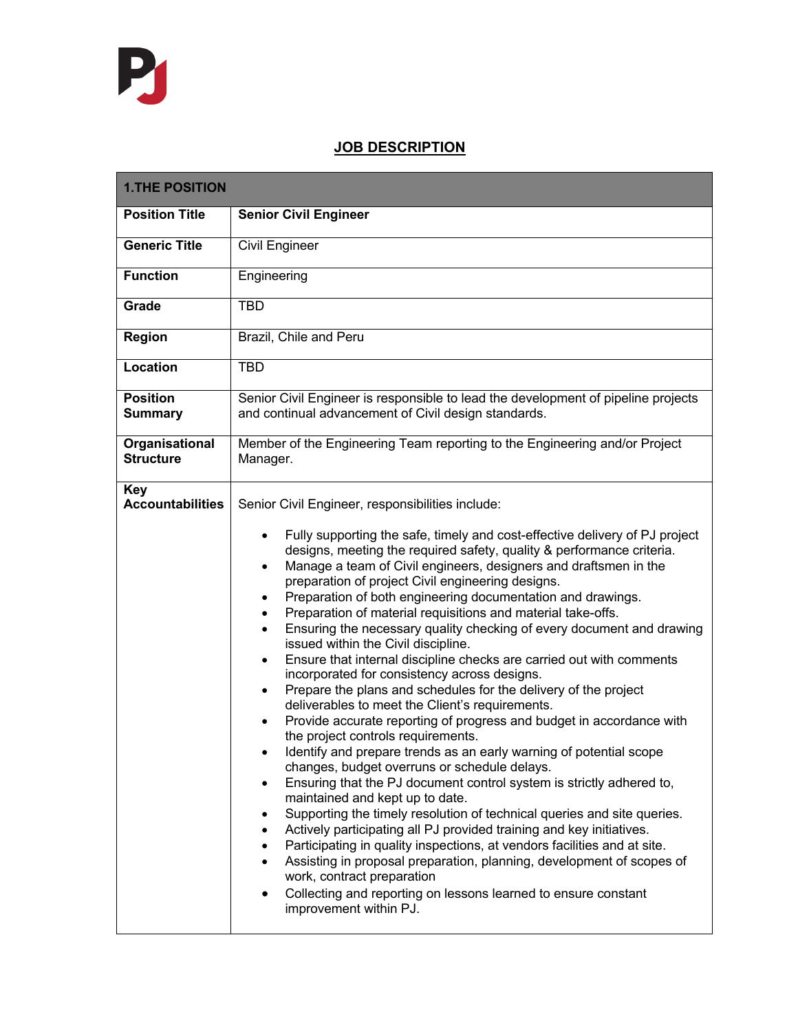# JOB DESCRIPTION

| 1.THE POSITION | |
|---|---|
| **Position Title** | **Senior Civil Engineer** |
| **Generic Title** | Civil Engineer |
| **Function** | Engineering |
| **Grade** | TBD |
| **Region** | Brazil, Chile and Peru |
| **Location** | TBD |
| **Position Summary** | Senior Civil Engineer is responsible to lead the development of pipeline projects and continual advancement of Civil design standards. |
| **Organisational Structure** | Member of the Engineering Team reporting to the Engineering and/or Project Manager. |
| **Key Accountabilities** | Senior Civil Engineer, responsibilities include:<br><br>• Fully supporting the safe, timely and cost-effective delivery of PJ project designs, meeting the required safety, quality & performance criteria.<br>• Manage a team of Civil engineers, designers and draftsmen in the preparation of project Civil engineering designs.<br>• Preparation of both engineering documentation and drawings.<br>• Preparation of material requisitions and material take-offs.<br>• Ensuring the necessary quality checking of every document and drawing issued within the Civil discipline.<br>• Ensure that internal discipline checks are carried out with comments incorporated for consistency across designs.<br>• Prepare the plans and schedules for the delivery of the project deliverables to meet the Client's requirements.<br>• Provide accurate reporting of progress and budget in accordance with the project controls requirements.<br>• Identify and prepare trends as an early warning of potential scope changes, budget overruns or schedule delays.<br>• Ensuring that the PJ document control system is strictly adhered to, maintained and kept up to date.<br>• Supporting the timely resolution of technical queries and site queries.<br>• Actively participating all PJ provided training and key initiatives.<br>• Participating in quality inspections, at vendors facilities and at site.<br>• Assisting in proposal preparation, planning, development of scopes of work, contract preparation<br>• Collecting and reporting on lessons learned to ensure constant improvement within PJ. |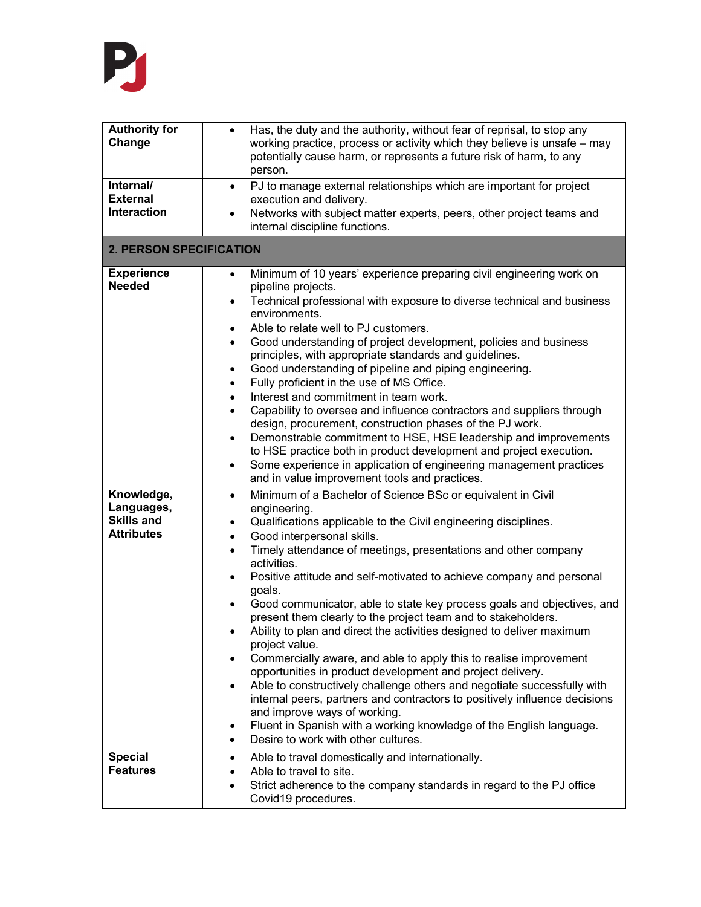| | |
|---|---|
| **Authority for Change** | • Has, the duty and the authority, without fear of reprisal, to stop any working practice, process or activity which they believe is unsafe – may potentially cause harm, or represents a future risk of harm, to any person. |
| **Internal/ External Interaction** | • PJ to manage external relationships which are important for project execution and delivery.<br>• Networks with subject matter experts, peers, other project teams and internal discipline functions. |
| **2. PERSON SPECIFICATION** | |
| **Experience Needed** | • Minimum of 10 years' experience preparing civil engineering work on pipeline projects.<br>• Technical professional with exposure to diverse technical and business environments.<br>• Able to relate well to PJ customers.<br>• Good understanding of project development, policies and business principles, with appropriate standards and guidelines.<br>• Good understanding of pipeline and piping engineering.<br>• Fully proficient in the use of MS Office.<br>• Interest and commitment in team work.<br>• Capability to oversee and influence contractors and suppliers through design, procurement, construction phases of the PJ work.<br>• Demonstrable commitment to HSE, HSE leadership and improvements to HSE practice both in product development and project execution.<br>• Some experience in application of engineering management practices and in value improvement tools and practices. |
| **Knowledge, Languages, Skills and Attributes** | • Minimum of a Bachelor of Science BSc or equivalent in Civil engineering.<br>• Qualifications applicable to the Civil engineering disciplines.<br>• Good interpersonal skills.<br>• Timely attendance of meetings, presentations and other company activities.<br>• Positive attitude and self-motivated to achieve company and personal goals.<br>• Good communicator, able to state key process goals and objectives, and present them clearly to the project team and to stakeholders.<br>• Ability to plan and direct the activities designed to deliver maximum project value.<br>• Commercially aware, and able to apply this to realise improvement opportunities in product development and project delivery.<br>• Able to constructively challenge others and negotiate successfully with internal peers, partners and contractors to positively influence decisions and improve ways of working.<br>• Fluent in Spanish with a working knowledge of the English language.<br>• Desire to work with other cultures. |
| **Special Features** | • Able to travel domestically and internationally.<br>• Able to travel to site.<br>• Strict adherence to the company standards in regard to the PJ office Covid19 procedures. |